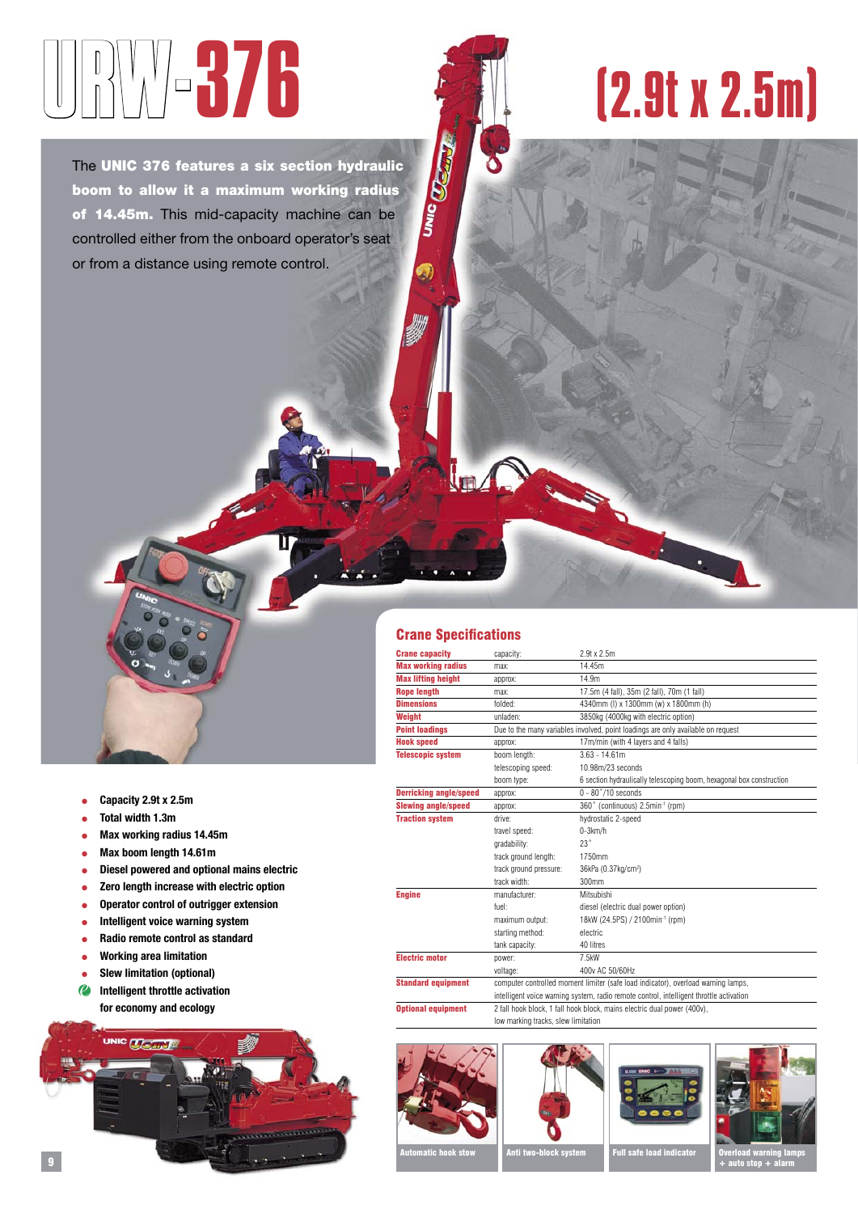# URW-376 (2.9t x 2.5m)

The **UNIC 376 features a six section hydraulic boom to allow it a maximum working radius of 14.45m.** This mid-capacity machine can be controlled either from the onboard operator's seat or from a distance using remote control.

- Capacity 2.9t x 2.5m
- Total width 1.3m
- Max working radius 14.45m
- Max boom length 14.61m
- Diesel powered and optional mains electric
- Zero length increase with electric option
- Operator control of outrigger extension
- Intelligent voice warning system
- Radio remote control as standard
- Working area limitation
- Slew limitation (optional)
- Intelligent throttle activation for economy and ecology

## Crane Specifications

| | | |
|---|---|---|
| **Crane capacity** | capacity: | 2.9t x 2.5m |
| **Max working radius** | max: | 14.45m |
| **Max lifting height** | approx: | 14.9m |
| **Rope length** | max: | 17.5m (4 fall), 35m (2 fall), 70m (1 fall) |
| **Dimensions** | folded: | 4340mm (l) x 1300mm (w) x 1800mm (h) |
| **Weight** | unladen: | 3850kg (4000kg with electric option) |
| **Point loadings** | Due to the many variables involved, point loadings are only available on request | |
| **Hook speed** | approx: | 17m/min (with 4 layers and 4 falls) |
| **Telescopic system** | boom length: | 3.63 - 14.61m |
| | telescoping speed: | 10.98m/23 seconds |
| | boom type: | 6 section hydraulically telescoping boom, hexagonal box construction |
| **Derricking angle/speed** | approx: | 0 - 80°/10 seconds |
| **Slewing angle/speed** | approx: | 360° (continuous) 2.5min$^{-1}$ (rpm) |
| **Traction system** | drive: | hydrostatic 2-speed |
| | travel speed: | 0-3km/h |
| | gradability: | 23° |
| | track ground length: | 1750mm |
| | track ground pressure: | 36kPa (0.37kg/cm$^2$) |
| | track width: | 300mm |
| **Engine** | manufacturer: | Mitsubishi |
| | fuel: | diesel (electric dual power option) |
| | maximum output: | 18kW (24.5PS) / 2100min$^{-1}$ (rpm) |
| | starting method: | electric |
| | tank capacity: | 40 litres |
| **Electric motor** | power: | 7.5kW |
| | voltage: | 400v AC 50/60Hz |
| **Standard equipment** | computer controlled moment limiter (safe load indicator), overload warning lamps, intelligent voice warning system, radio remote control, intelligent throttle activation | |
| **Optional equipment** | 2 fall hook block, 1 fall hook block, mains electric dual power (400v), low marking tracks, slew limitation | |

Automatic hook stow

Anti two-block system

Full safe load indicator

Overload warning lamps + auto stop + alarm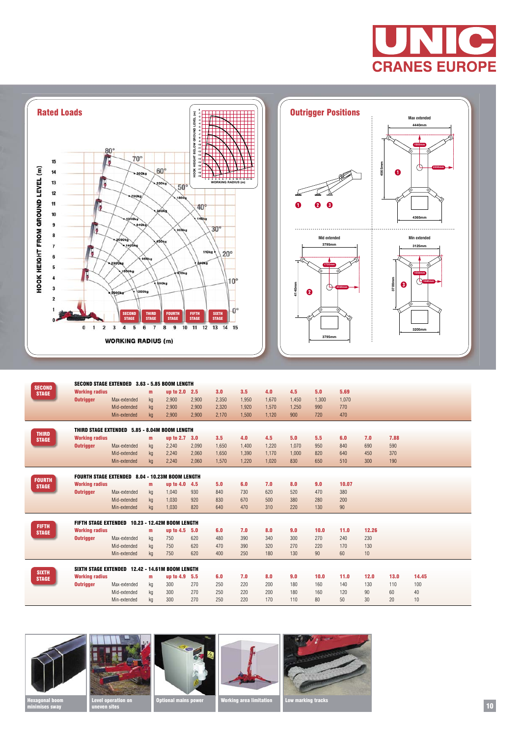## Rated Loads

HOOK HEIGHT FROM GROUND LEVEL (m)

WORKING RADIUS (m)

80° 70° 60° 50° 40° 30° 20° 10° 0°

360kg 220kg 180kg 750kg 380kg 140kg 1040kg 640kg 300kg 2090kg 1400kg 620kg 110kg 2900kg 950kg 240kg 1950kg 470kg 690kg 2900kg 1000kg

SECOND STAGE · THIRD STAGE · FOURTH STAGE · FIFTH STAGE · SIXTH STAGE

HOOK HEIGHT BELOW GROUND LEVEL (m)

WORKING RADIUS (m)

## Outrigger Positions

Max extended: 4440mm, 1800mm, 2330mm, 4565mm, 4365mm

Mid extended: 3795mm, 1735mm, 2020mm, 4140mm, 3795mm

Min extended: 3125mm, 1550mm, 1580mm, 3700mm, 3205mm

**SECOND STAGE**

**SECOND STAGE EXTENDED 3.63 - 5.85 BOOM LENGTH**

| | | | | | | | | | | |
|---|---|---|---|---|---|---|---|---|---|---|
| **Working radius** | | m | **up to 2.0** | **2.5** | **3.0** | **3.5** | **4.0** | **4.5** | **5.0** | **5.69** |
| **Outrigger** | Max-extended | kg | 2,900 | 2,900 | 2,350 | 1,950 | 1,670 | 1,450 | 1,300 | 1,070 |
| | Mid-extended | kg | 2,900 | 2,900 | 2,320 | 1,920 | 1,570 | 1,250 | 990 | 770 |
| | Min-extended | kg | 2,900 | 2,900 | 2,170 | 1,500 | 1,120 | 900 | 720 | 470 |

**THIRD STAGE**

**THIRD STAGE EXTENDED 5.85 - 8.04M BOOM LENGTH**

| | | | | | | | | | | | | |
|---|---|---|---|---|---|---|---|---|---|---|---|---|
| **Working radius** | | m | **up to 2.7** | **3.0** | **3.5** | **4.0** | **4.5** | **5.0** | **5.5** | **6.0** | **7.0** | **7.88** |
| **Outrigger** | Max-extended | kg | 2,240 | 2,090 | 1,650 | 1,400 | 1,220 | 1,070 | 950 | 840 | 690 | 590 |
| | Mid-extended | kg | 2,240 | 2,060 | 1,650 | 1,390 | 1,170 | 1,000 | 820 | 640 | 450 | 370 |
| | Min-extended | kg | 2,240 | 2,060 | 1,570 | 1,220 | 1,020 | 830 | 650 | 510 | 300 | 190 |

**FOURTH STAGE**

**FOURTH STAGE EXTENDED 8.04 - 10.23M BOOM LENGTH**

| | | | | | | | | | | |
|---|---|---|---|---|---|---|---|---|---|---|
| **Working radius** | | m | **up to 4.0** | **4.5** | **5.0** | **6.0** | **7.0** | **8.0** | **9.0** | **10.07** |
| **Outrigger** | Max-extended | kg | 1,040 | 930 | 840 | 730 | 620 | 520 | 470 | 380 |
| | Mid-extended | kg | 1,030 | 920 | 830 | 670 | 500 | 380 | 280 | 200 |
| | Min-extended | kg | 1,030 | 820 | 640 | 470 | 310 | 220 | 130 | 90 |

**FIFTH STAGE**

**FIFTH STAGE EXTENDED 10.23 - 12.42M BOOM LENGTH**

| | | | | | | | | | | | | |
|---|---|---|---|---|---|---|---|---|---|---|---|---|
| **Working radius** | | m | **up to 4.5** | **5.0** | **6.0** | **7.0** | **8.0** | **9.0** | **10.0** | **11.0** | **12.26** |
| **Outrigger** | Max-extended | kg | 750 | 620 | 480 | 390 | 340 | 300 | 270 | 240 | 230 |
| | Mid-extended | kg | 750 | 620 | 470 | 390 | 320 | 270 | 220 | 170 | 130 |
| | Min-extended | kg | 750 | 620 | 400 | 250 | 180 | 130 | 90 | 60 | 10 |

**SIXTH STAGE**

**SIXTH STAGE EXTENDED 12.42 - 14.61M BOOM LENGTH**

| | | | | | | | | | | | | | | |
|---|---|---|---|---|---|---|---|---|---|---|---|---|---|---|
| **Working radius** | | m | **up to 4.9** | **5.5** | **6.0** | **7.0** | **8.0** | **9.0** | **10.0** | **11.0** | **12.0** | **13.0** | **14.45** |
| **Outrigger** | Max-extended | kg | 300 | 270 | 250 | 220 | 200 | 180 | 160 | 140 | 130 | 110 | 100 |
| | Mid-extended | kg | 300 | 270 | 250 | 220 | 200 | 180 | 160 | 120 | 90 | 60 | 40 |
| | Min-extended | kg | 300 | 270 | 250 | 220 | 170 | 110 | 80 | 50 | 30 | 20 | 10 |

Hexagonal boom minimises sway

Level operation on uneven sites

Optional mains power

Working area limitation

Low marking tracks